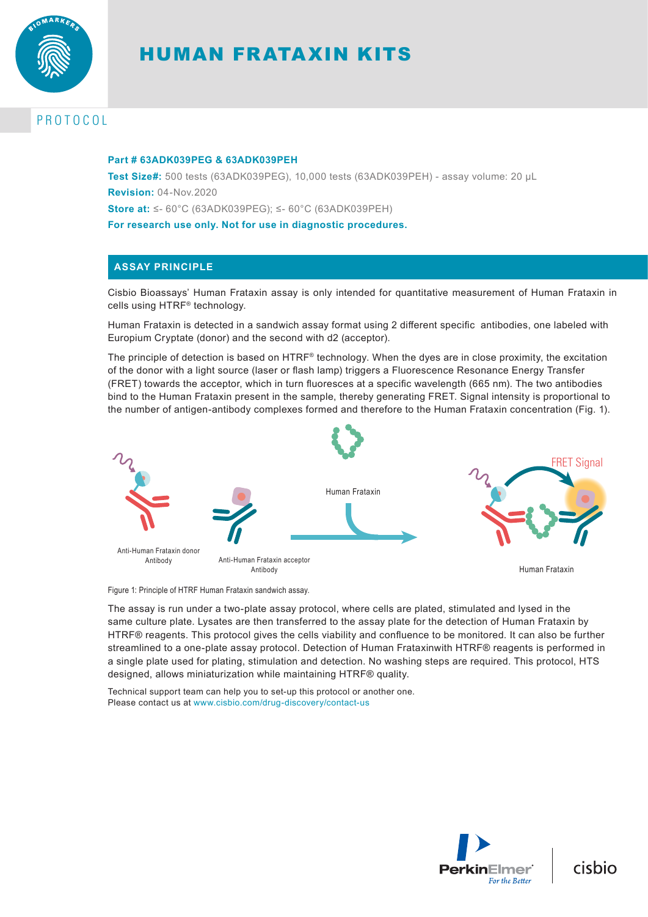# HUMAN FRATAXIN KITS

## PROTOCOL

**Part # 63ADK039PEG & 63ADK039PEH**

**Test Size#:** 500 tests (63ADK039PEG), 10,000 tests (63ADK039PEH) - assay volume: 20 µL

**Revision:** 04-Nov.2020

**Store at:** ≤- 60°C (63ADK039PEG); ≤- 60°C (63ADK039PEH)

**For research use only. Not for use in diagnostic procedures.**

## ASSAY PRINCIPLE

Cisbio Bioassays' Human Frataxin assay is only intended for quantitative measurement of Human Frataxin in cells using HTRF® technology.

Human Frataxin is detected in a sandwich assay format using 2 different specific antibodies, one labeled with Europium Cryptate (donor) and the second with d2 (acceptor).

The principle of detection is based on HTRF® technology. When the dyes are in close proximity, the excitation of the donor with a light source (laser or flash lamp) triggers a Fluorescence Resonance Energy Transfer (FRET) towards the acceptor, which in turn fluoresces at a specific wavelength (665 nm). The two antibodies bind to the Human Frataxin present in the sample, thereby generating FRET. Signal intensity is proportional to the number of antigen-antibody complexes formed and therefore to the Human Frataxin concentration (Fig. 1).

Anti-Human Frataxin donor Antibody — Anti-Human Frataxin acceptor Antibody — Human Frataxin — FRET Signal — Human Frataxin

Figure 1: Principle of HTRF Human Frataxin sandwich assay.

The assay is run under a two-plate assay protocol, where cells are plated, stimulated and lysed in the same culture plate. Lysates are then transferred to the assay plate for the detection of Human Frataxin by HTRF® reagents. This protocol gives the cells viability and confluence to be monitored. It can also be further streamlined to a one-plate assay protocol. Detection of Human Frataxinwith HTRF® reagents is performed in a single plate used for plating, stimulation and detection. No washing steps are required. This protocol, HTS designed, allows miniaturization while maintaining HTRF® quality.

Technical support team can help you to set-up this protocol or another one.
Please contact us at www.cisbio.com/drug-discovery/contact-us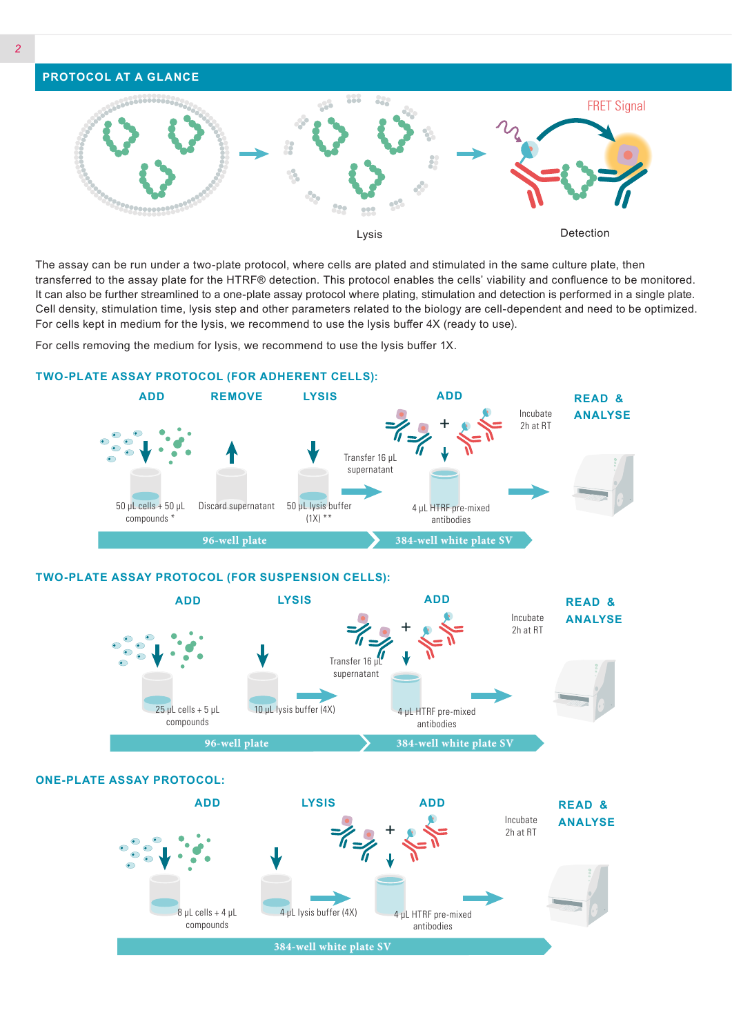## PROTOCOL AT A GLANCE

Lysis

FRET Signal

Detection

The assay can be run under a two-plate protocol, where cells are plated and stimulated in the same culture plate, then transferred to the assay plate for the HTRF® detection. This protocol enables the cells' viability and confluence to be monitored. It can also be further streamlined to a one-plate assay protocol where plating, stimulation and detection is performed in a single plate. Cell density, stimulation time, lysis step and other parameters related to the biology are cell-dependent and need to be optimized. For cells kept in medium for the lysis, we recommend to use the lysis buffer 4X (ready to use).

For cells removing the medium for lysis, we recommend to use the lysis buffer 1X.

### TWO-PLATE ASSAY PROTOCOL (FOR ADHERENT CELLS):

ADD — 50 µL cells + 50 µL compounds *

REMOVE — Discard supernatant

LYSIS — 50 µL lysis buffer (1X) **

Transfer 16 µL supernatant

ADD — 4 µL HTRF pre-mixed antibodies

Incubate 2h at RT

READ & ANALYSE

96-well plate → 384-well white plate SV

### TWO-PLATE ASSAY PROTOCOL (FOR SUSPENSION CELLS):

ADD — 25 µL cells + 5 µL compounds

LYSIS — 10 µL lysis buffer (4X)

Transfer 16 µL supernatant

ADD — 4 µL HTRF pre-mixed antibodies

Incubate 2h at RT

READ & ANALYSE

96-well plate → 384-well white plate SV

### ONE-PLATE ASSAY PROTOCOL:

ADD — 8 µL cells + 4 µL compounds

LYSIS — 4 µL lysis buffer (4X)

ADD — 4 µL HTRF pre-mixed antibodies

Incubate 2h at RT

READ & ANALYSE

384-well white plate SV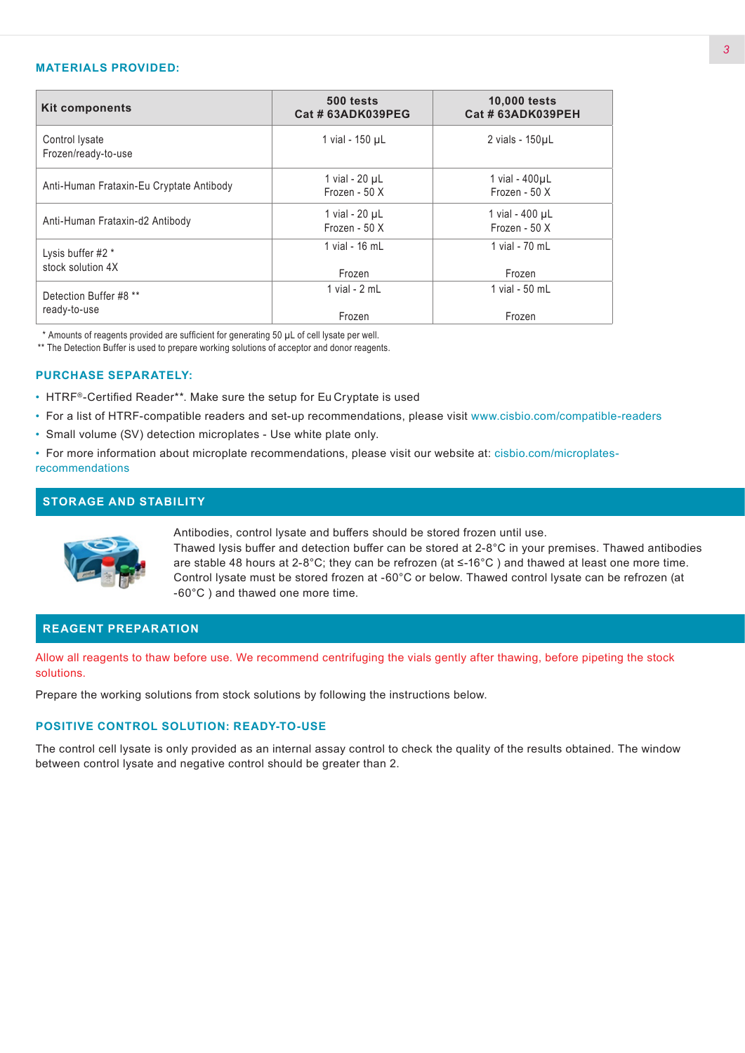## MATERIALS PROVIDED:

| Kit components | 500 tests Cat # 63ADK039PEG | 10,000 tests Cat # 63ADK039PEH |
|---|---|---|
| Control lysate Frozen/ready-to-use | 1 vial - 150 µL | 2 vials - 150µL |
| Anti-Human Frataxin-Eu Cryptate Antibody | 1 vial - 20 µL Frozen - 50 X | 1 vial - 400µL Frozen - 50 X |
| Anti-Human Frataxin-d2 Antibody | 1 vial - 20 µL Frozen - 50 X | 1 vial - 400 µL Frozen - 50 X |
| Lysis buffer #2 * stock solution 4X | 1 vial - 16 mL Frozen | 1 vial - 70 mL Frozen |
| Detection Buffer #8 ** ready-to-use | 1 vial - 2 mL Frozen | 1 vial - 50 mL Frozen |

* Amounts of reagents provided are sufficient for generating 50 µL of cell lysate per well.
** The Detection Buffer is used to prepare working solutions of acceptor and donor reagents.

## PURCHASE SEPARATELY:

- HTRF®-Certified Reader**. Make sure the setup for Eu Cryptate is used
- For a list of HTRF-compatible readers and set-up recommendations, please visit www.cisbio.com/compatible-readers
- Small volume (SV) detection microplates - Use white plate only.
- For more information about microplate recommendations, please visit our website at: cisbio.com/microplates-recommendations

## STORAGE AND STABILITY

Antibodies, control lysate and buffers should be stored frozen until use.
Thawed lysis buffer and detection buffer can be stored at 2-8°C in your premises. Thawed antibodies are stable 48 hours at 2-8°C; they can be refrozen (at ≤-16°C ) and thawed at least one more time.
Control lysate must be stored frozen at -60°C or below. Thawed control lysate can be refrozen (at -60°C ) and thawed one more time.

## REAGENT PREPARATION

Allow all reagents to thaw before use. We recommend centrifuging the vials gently after thawing, before pipeting the stock solutions.

Prepare the working solutions from stock solutions by following the instructions below.

### POSITIVE CONTROL SOLUTION: READY-TO-USE

The control cell lysate is only provided as an internal assay control to check the quality of the results obtained. The window between control lysate and negative control should be greater than 2.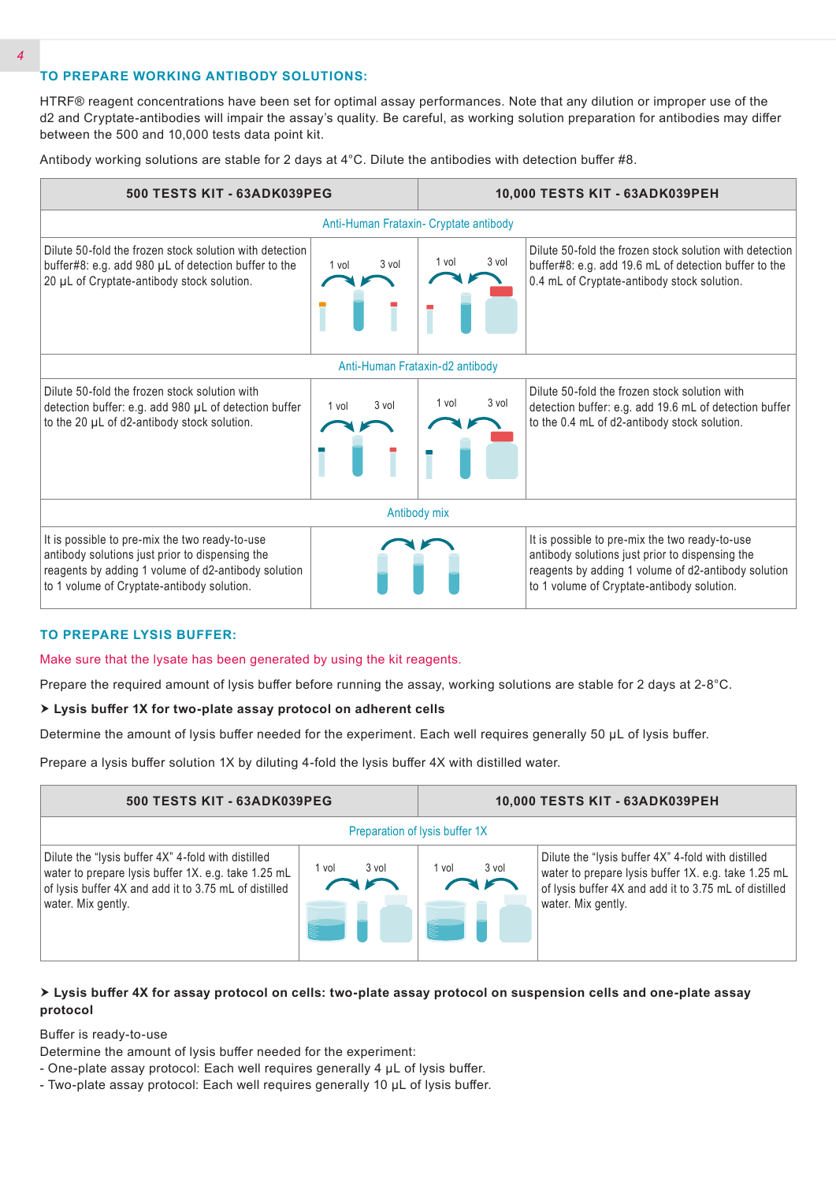## TO PREPARE WORKING ANTIBODY SOLUTIONS:

HTRF® reagent concentrations have been set for optimal assay performances. Note that any dilution or improper use of the d2 and Cryptate-antibodies will impair the assay's quality. Be careful, as working solution preparation for antibodies may differ between the 500 and 10,000 tests data point kit.

Antibody working solutions are stable for 2 days at 4°C. Dilute the antibodies with detection buffer #8.

| 500 TESTS KIT - 63ADK039PEG | | 10,000 TESTS KIT - 63ADK039PEH | |
|---|---|---|---|
| Anti-Human Frataxin- Cryptate antibody | | | |
| Dilute 50-fold the frozen stock solution with detection buffer#8: e.g. add 980 µL of detection buffer to the 20 µL of Cryptate-antibody stock solution. | 1 vol 3 vol | 1 vol 3 vol | Dilute 50-fold the frozen stock solution with detection buffer#8: e.g. add 19.6 mL of detection buffer to the 0.4 mL of Cryptate-antibody stock solution. |
| Anti-Human Frataxin-d2 antibody | | | |
| Dilute 50-fold the frozen stock solution with detection buffer: e.g. add 980 µL of detection buffer to the 20 µL of d2-antibody stock solution. | 1 vol 3 vol | 1 vol 3 vol | Dilute 50-fold the frozen stock solution with detection buffer: e.g. add 19.6 mL of detection buffer to the 0.4 mL of d2-antibody stock solution. |
| Antibody mix | | | |
| It is possible to pre-mix the two ready-to-use antibody solutions just prior to dispensing the reagents by adding 1 volume of d2-antibody solution to 1 volume of Cryptate-antibody solution. | | | It is possible to pre-mix the two ready-to-use antibody solutions just prior to dispensing the reagents by adding 1 volume of d2-antibody solution to 1 volume of Cryptate-antibody solution. |

## TO PREPARE LYSIS BUFFER:

Make sure that the lysate has been generated by using the kit reagents.

Prepare the required amount of lysis buffer before running the assay, working solutions are stable for 2 days at 2-8°C.

➤ **Lysis buffer 1X for two-plate assay protocol on adherent cells**

Determine the amount of lysis buffer needed for the experiment. Each well requires generally 50 µL of lysis buffer.

Prepare a lysis buffer solution 1X by diluting 4-fold the lysis buffer 4X with distilled water.

| 500 TESTS KIT - 63ADK039PEG | | 10,000 TESTS KIT - 63ADK039PEH | |
|---|---|---|---|
| Preparation of lysis buffer 1X | | | |
| Dilute the "lysis buffer 4X" 4-fold with distilled water to prepare lysis buffer 1X. e.g. take 1.25 mL of lysis buffer 4X and add it to 3.75 mL of distilled water. Mix gently. | 1 vol 3 vol | 1 vol 3 vol | Dilute the "lysis buffer 4X" 4-fold with distilled water to prepare lysis buffer 1X. e.g. take 1.25 mL of lysis buffer 4X and add it to 3.75 mL of distilled water. Mix gently. |

➤ **Lysis buffer 4X for assay protocol on cells: two-plate assay protocol on suspension cells and one-plate assay protocol**

Buffer is ready-to-use

Determine the amount of lysis buffer needed for the experiment:
- One-plate assay protocol: Each well requires generally 4 µL of lysis buffer.
- Two-plate assay protocol: Each well requires generally 10 µL of lysis buffer.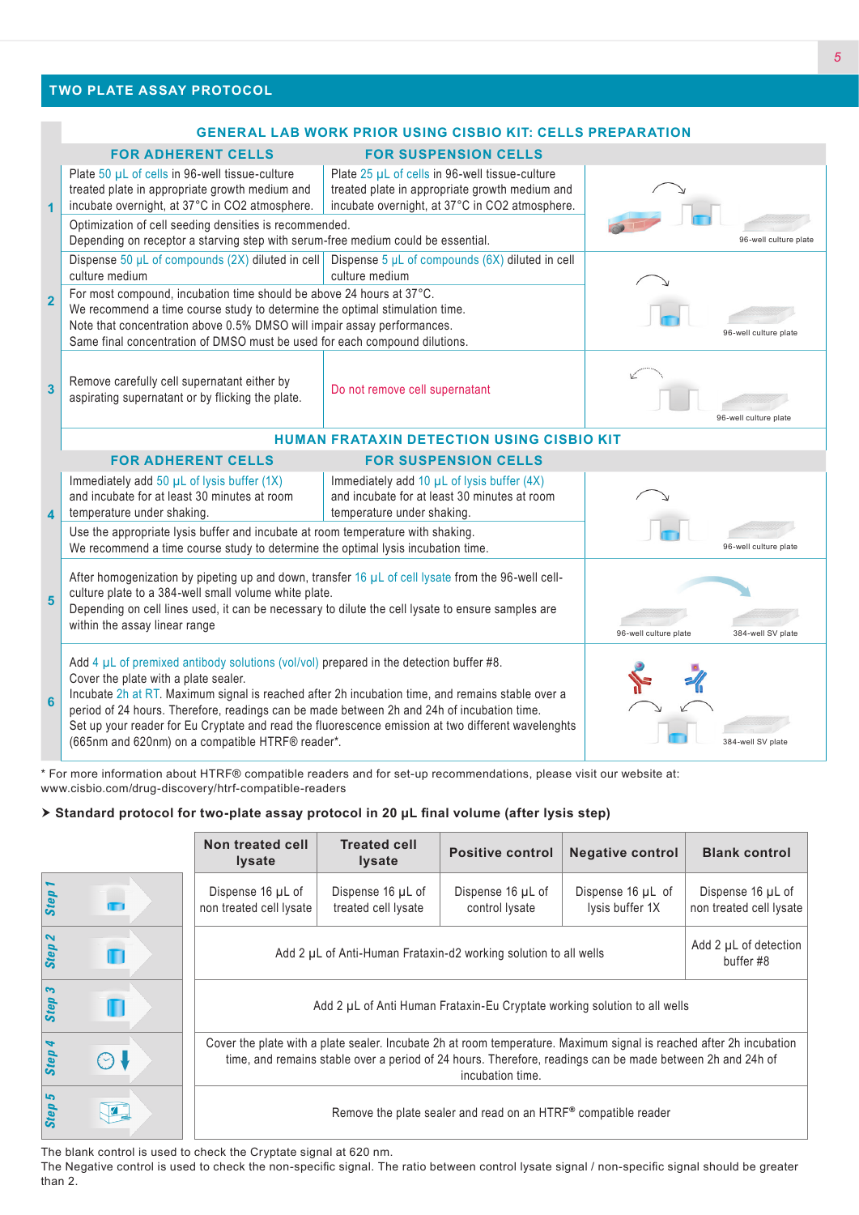## TWO PLATE ASSAY PROTOCOL

### GENERAL LAB WORK PRIOR USING CISBIO KIT: CELLS PREPARATION

| Step | FOR ADHERENT CELLS | FOR SUSPENSION CELLS | |
|---|---|---|---|
| 1 | Plate 50 µL of cells in 96-well tissue-culture treated plate in appropriate growth medium and incubate overnight, at 37°C in CO2 atmosphere. | Plate 25 µL of cells in 96-well tissue-culture treated plate in appropriate growth medium and incubate overnight, at 37°C in CO2 atmosphere. | 96-well culture plate |
| | Optimization of cell seeding densities is recommended. Depending on receptor a starving step with serum-free medium could be essential. | | |
| 2 | Dispense 50 µL of compounds (2X) diluted in cell culture medium | Dispense 5 µL of compounds (6X) diluted in cell culture medium | 96-well culture plate |
| | For most compound, incubation time should be above 24 hours at 37°C. We recommend a time course study to determine the optimal stimulation time. Note that concentration above 0.5% DMSO will impair assay performances. Same final concentration of DMSO must be used for each compound dilutions. | | |
| 3 | Remove carefully cell supernatant either by aspirating supernatant or by flicking the plate. | Do not remove cell supernatant | 96-well culture plate |

### HUMAN FRATAXIN DETECTION USING CISBIO KIT

| Step | FOR ADHERENT CELLS | FOR SUSPENSION CELLS | |
|---|---|---|---|
| 4 | Immediately add 50 µL of lysis buffer (1X) and incubate for at least 30 minutes at room temperature under shaking. | Immediately add 10 µL of lysis buffer (4X) and incubate for at least 30 minutes at room temperature under shaking. | 96-well culture plate |
| | Use the appropriate lysis buffer and incubate at room temperature with shaking. We recommend a time course study to determine the optimal lysis incubation time. | | |
| 5 | After homogenization by pipeting up and down, transfer 16 µL of cell lysate from the 96-well cell-culture plate to a 384-well small volume white plate. Depending on cell lines used, it can be necessary to dilute the cell lysate to ensure samples are within the assay linear range | | 96-well culture plate → 384-well SV plate |
| 6 | Add 4 µL of premixed antibody solutions (vol/vol) prepared in the detection buffer #8. Cover the plate with a plate sealer. Incubate 2h at RT. Maximum signal is reached after 2h incubation time, and remains stable over a period of 24 hours. Therefore, readings can be made between 2h and 24h of incubation time. Set up your reader for Eu Cryptate and read the fluorescence emission at two different wavelenghts (665nm and 620nm) on a compatible HTRF® reader*. | | 384-well SV plate |

\* For more information about HTRF® compatible readers and for set-up recommendations, please visit our website at: www.cisbio.com/drug-discovery/htrf-compatible-readers

**➤ Standard protocol for two-plate assay protocol in 20 µL final volume (after lysis step)**

| | Non treated cell lysate | Treated cell lysate | Positive control | Negative control | Blank control |
|---|---|---|---|---|---|
| Step 1 | Dispense 16 µL of non treated cell lysate | Dispense 16 µL of treated cell lysate | Dispense 16 µL of control lysate | Dispense 16 µL of lysis buffer 1X | Dispense 16 µL of non treated cell lysate |
| Step 2 | Add 2 µL of Anti-Human Frataxin-d2 working solution to all wells | | | | Add 2 µL of detection buffer #8 |
| Step 3 | Add 2 µL of Anti Human Frataxin-Eu Cryptate working solution to all wells | | | | |
| Step 4 | Cover the plate with a plate sealer. Incubate 2h at room temperature. Maximum signal is reached after 2h incubation time, and remains stable over a period of 24 hours. Therefore, readings can be made between 2h and 24h of incubation time. | | | | |
| Step 5 | Remove the plate sealer and read on an HTRF® compatible reader | | | | |

The blank control is used to check the Cryptate signal at 620 nm.
The Negative control is used to check the non-specific signal. The ratio between control lysate signal / non-specific signal should be greater than 2.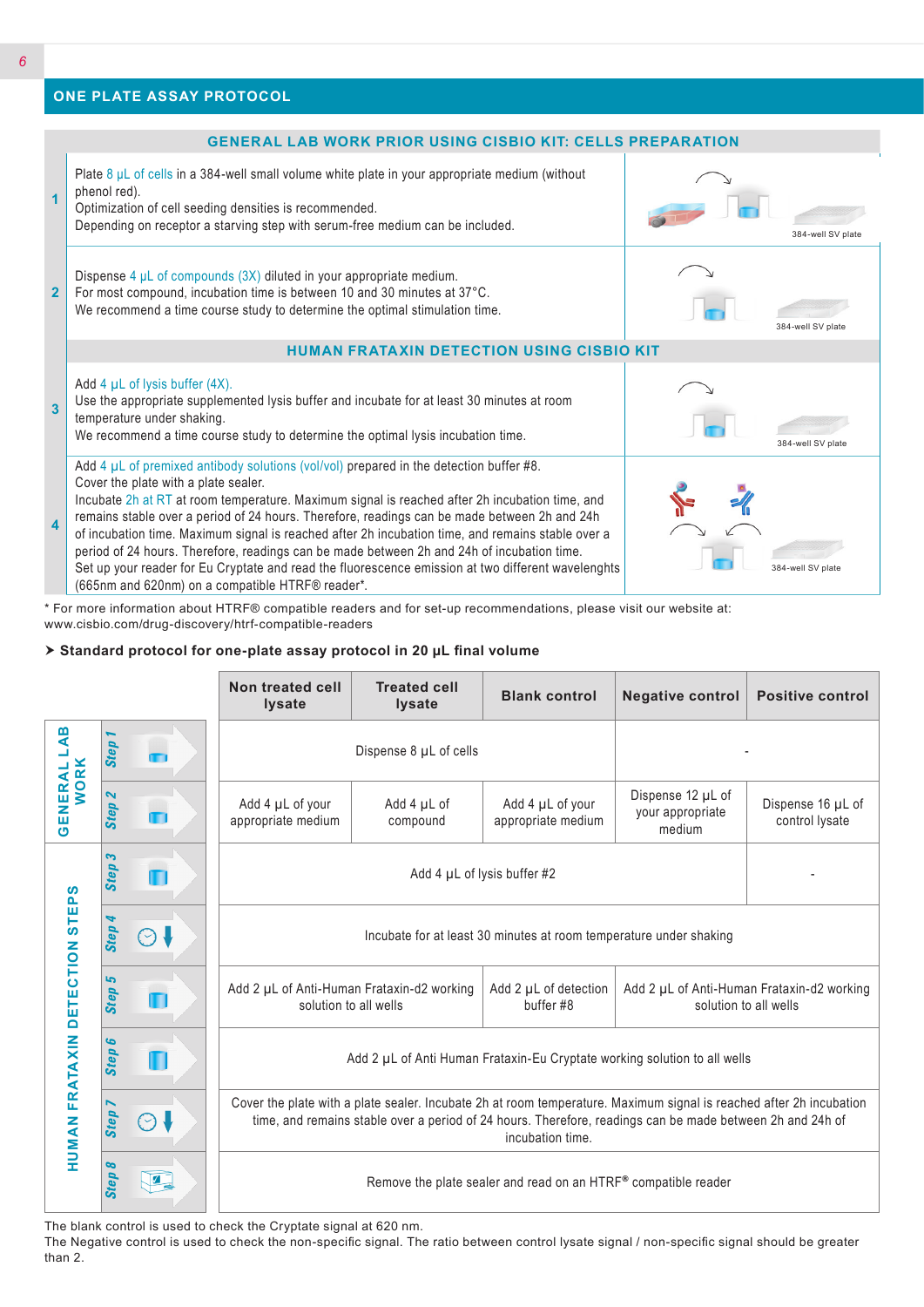## ONE PLATE ASSAY PROTOCOL

### GENERAL LAB WORK PRIOR USING CISBIO KIT: CELLS PREPARATION

| | | |
|---|---|---|
| 1 | Plate 8 µL of cells in a 384-well small volume white plate in your appropriate medium (without phenol red).<br>Optimization of cell seeding densities is recommended.<br>Depending on receptor a starving step with serum-free medium can be included. | 384-well SV plate |
| 2 | Dispense 4 µL of compounds (3X) diluted in your appropriate medium.<br>For most compound, incubation time is between 10 and 30 minutes at 37°C.<br>We recommend a time course study to determine the optimal stimulation time. | 384-well SV plate |

### HUMAN FRATAXIN DETECTION USING CISBIO KIT

| | | |
|---|---|---|
| 3 | Add 4 µL of lysis buffer (4X).<br>Use the appropriate supplemented lysis buffer and incubate for at least 30 minutes at room temperature under shaking.<br>We recommend a time course study to determine the optimal lysis incubation time. | 384-well SV plate |
| 4 | Add 4 µL of premixed antibody solutions (vol/vol) prepared in the detection buffer #8.<br>Cover the plate with a plate sealer.<br>Incubate 2h at RT at room temperature. Maximum signal is reached after 2h incubation time, and remains stable over a period of 24 hours. Therefore, readings can be made between 2h and 24h of incubation time. Maximum signal is reached after 2h incubation time, and remains stable over a period of 24 hours. Therefore, readings can be made between 2h and 24h of incubation time.<br>Set up your reader for Eu Cryptate and read the fluorescence emission at two different wavelenghts (665nm and 620nm) on a compatible HTRF® reader*. | 384-well SV plate |

* For more information about HTRF® compatible readers and for set-up recommendations, please visit our website at: www.cisbio.com/drug-discovery/htrf-compatible-readers

### ➤ Standard protocol for one-plate assay protocol in 20 µL final volume

| | | Non treated cell lysate | Treated cell lysate | Blank control | Negative control | Positive control |
|---|---|---|---|---|---|---|
| GENERAL LAB WORK | Step 1 | Dispense 8 µL of cells | | | - | |
| | Step 2 | Add 4 µL of your appropriate medium | Add 4 µL of compound | Add 4 µL of your appropriate medium | Dispense 12 µL of your appropriate medium | Dispense 16 µL of control lysate |
| HUMAN FRATAXIN DETECTION STEPS | Step 3 | Add 4 µL of lysis buffer #2 | | | | - |
| | Step 4 | Incubate for at least 30 minutes at room temperature under shaking | | | | |
| | Step 5 | Add 2 µL of Anti-Human Frataxin-d2 working solution to all wells | | Add 2 µL of detection buffer #8 | Add 2 µL of Anti-Human Frataxin-d2 working solution to all wells | |
| | Step 6 | Add 2 µL of Anti Human Frataxin-Eu Cryptate working solution to all wells | | | | |
| | Step 7 | Cover the plate with a plate sealer. Incubate 2h at room temperature. Maximum signal is reached after 2h incubation time, and remains stable over a period of 24 hours. Therefore, readings can be made between 2h and 24h of incubation time. | | | | |
| | Step 8 | Remove the plate sealer and read on an HTRF® compatible reader | | | | |

The blank control is used to check the Cryptate signal at 620 nm.
The Negative control is used to check the non-specific signal. The ratio between control lysate signal / non-specific signal should be greater than 2.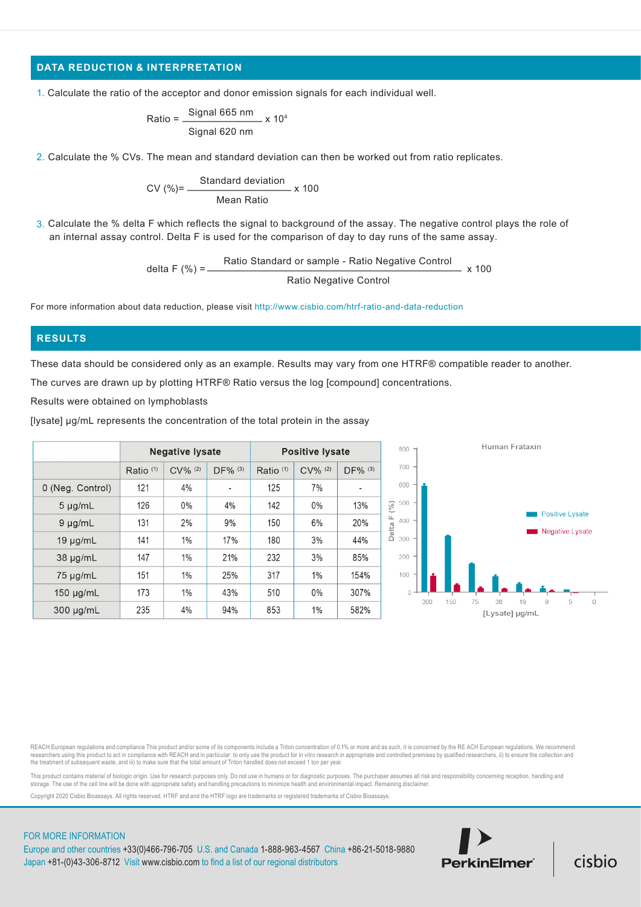## DATA REDUCTION & INTERPRETATION

1. Calculate the ratio of the acceptor and donor emission signals for each individual well.

$$\text{Ratio} = \frac{\text{Signal 665 nm}}{\text{Signal 620 nm}} \times 10^4$$

2. Calculate the % CVs. The mean and standard deviation can then be worked out from ratio replicates.

$$\text{CV (\%)} = \frac{\text{Standard deviation}}{\text{Mean Ratio}} \times 100$$

3. Calculate the % delta F which reflects the signal to background of the assay. The negative control plays the role of an internal assay control. Delta F is used for the comparison of day to day runs of the same assay.

$$\text{delta F (\%)} = \frac{\text{Ratio Standard or sample - Ratio Negative Control}}{\text{Ratio Negative Control}} \times 100$$

For more information about data reduction, please visit http://www.cisbio.com/htrf-ratio-and-data-reduction

## RESULTS

These data should be considered only as an example. Results may vary from one HTRF® compatible reader to another.

The curves are drawn up by plotting HTRF® Ratio versus the log [compound] concentrations.

Results were obtained on lymphoblasts

[lysate] µg/mL represents the concentration of the total protein in the assay

| | Negative lysate | | | Positive lysate | | |
|---|---|---|---|---|---|---|
| | Ratio (1) | CV% (2) | DF% (3) | Ratio (1) | CV% (2) | DF% (3) |
| 0 (Neg. Control) | 121 | 4% | - | 125 | 7% | - |
| 5 µg/mL | 126 | 0% | 4% | 142 | 0% | 13% |
| 9 µg/mL | 131 | 2% | 9% | 150 | 6% | 20% |
| 19 µg/mL | 141 | 1% | 17% | 180 | 3% | 44% |
| 38 µg/mL | 147 | 1% | 21% | 232 | 3% | 85% |
| 75 µg/mL | 151 | 1% | 25% | 317 | 1% | 154% |
| 150 µg/mL | 173 | 1% | 43% | 510 | 0% | 307% |
| 300 µg/mL | 235 | 4% | 94% | 853 | 1% | 582% |

Human Frataxin

Delta F (%)

800, 700, 600, 500, 400, 300, 200, 100, 0

Positive Lysate

Negative Lysate

300, 150, 75, 38, 19, 9, 5, 0

[Lysate] µg/mL

REACH European regulations and compliance This product and/or some of its components include a Triton concentration of 0.1% or more and as such, it is concerned by the RE ACH European regulations. We recommend researchers using this product to act in compliance with REACH and in particular: to only use the product for in vitro research in appropriate and controlled premises by qualified researchers, ii) to ensure the collection and the treatment of subsequent waste, and iii) to make sure that the total amount of Triton handled does not exceed 1 ton per year.

This product contains material of biologic origin. Use for research purposes only. Do not use in humans or for diagnostic purposes. The purchaser assumes all risk and responsibility concerning reception, handling and storage. The use of the cell line will be done with appropriate safety and handling precautions to minimize health and environmental impact. Remaining disclaimer.

Copyright 2020 Cisbio Bioassays. All rights reserved. HTRF and and the HTRF logo are trademarks or registered trademarks of Cisbio Bioassays.

FOR MORE INFORMATION

Europe and other countries +33(0)466-796-705 U.S. and Canada 1-888-963-4567 China +86-21-5018-9880

Japan +81-(0)43-306-8712 Visit www.cisbio.com to find a list of our regional distributors

PerkinElmer | cisbio